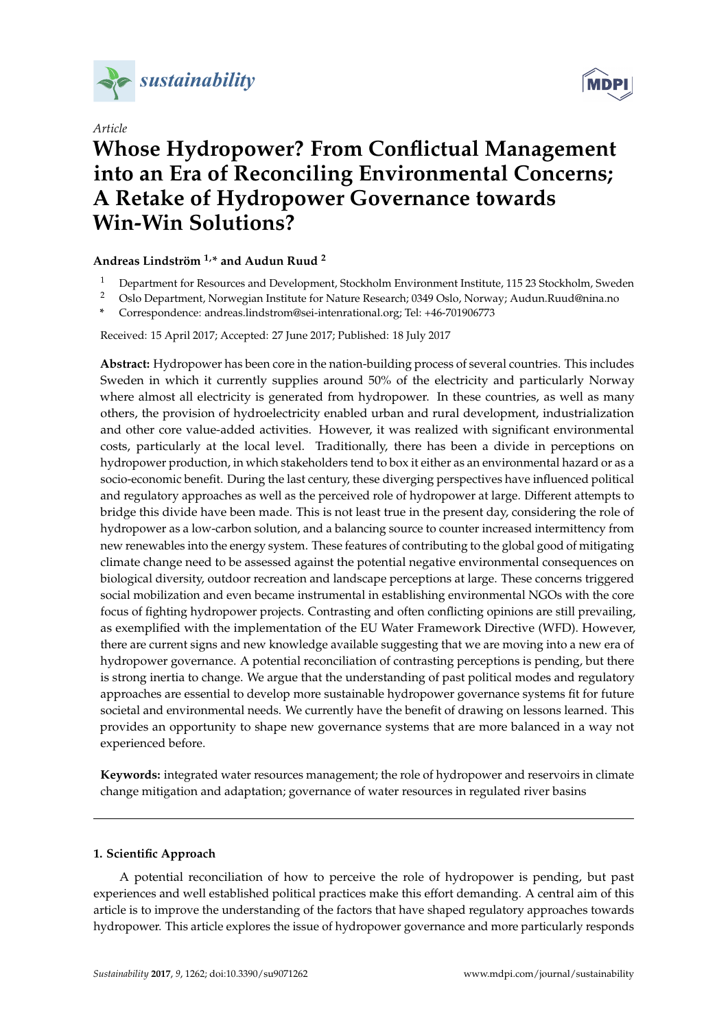*Article*

# Whose Hydropower? From Conflictual Management into an Era of Reconciling Environmental Concerns; A Retake of Hydropower Governance towards Win-Win Solutions?

**Andreas Lindström [1,*] and Audun Ruud [2]**

[1] Department for Resources and Development, Stockholm Environment Institute, 115 23 Stockholm, Sweden
[2] Oslo Department, Norwegian Institute for Nature Research; 0349 Oslo, Norway; Audun.Ruud@nina.no
\* Correspondence: andreas.lindstrom@sei-intenrational.org; Tel: +46-701906773

Received: 15 April 2017; Accepted: 27 June 2017; Published: 18 July 2017

**Abstract:** Hydropower has been core in the nation-building process of several countries. This includes Sweden in which it currently supplies around 50% of the electricity and particularly Norway where almost all electricity is generated from hydropower. In these countries, as well as many others, the provision of hydroelectricity enabled urban and rural development, industrialization and other core value-added activities. However, it was realized with significant environmental costs, particularly at the local level. Traditionally, there has been a divide in perceptions on hydropower production, in which stakeholders tend to box it either as an environmental hazard or as a socio-economic benefit. During the last century, these diverging perspectives have influenced political and regulatory approaches as well as the perceived role of hydropower at large. Different attempts to bridge this divide have been made. This is not least true in the present day, considering the role of hydropower as a low-carbon solution, and a balancing source to counter increased intermittency from new renewables into the energy system. These features of contributing to the global good of mitigating climate change need to be assessed against the potential negative environmental consequences on biological diversity, outdoor recreation and landscape perceptions at large. These concerns triggered social mobilization and even became instrumental in establishing environmental NGOs with the core focus of fighting hydropower projects. Contrasting and often conflicting opinions are still prevailing, as exemplified with the implementation of the EU Water Framework Directive (WFD). However, there are current signs and new knowledge available suggesting that we are moving into a new era of hydropower governance. A potential reconciliation of contrasting perceptions is pending, but there is strong inertia to change. We argue that the understanding of past political modes and regulatory approaches are essential to develop more sustainable hydropower governance systems fit for future societal and environmental needs. We currently have the benefit of drawing on lessons learned. This provides an opportunity to shape new governance systems that are more balanced in a way not experienced before.

**Keywords:** integrated water resources management; the role of hydropower and reservoirs in climate change mitigation and adaptation; governance of water resources in regulated river basins

## 1. Scientific Approach

A potential reconciliation of how to perceive the role of hydropower is pending, but past experiences and well established political practices make this effort demanding. A central aim of this article is to improve the understanding of the factors that have shaped regulatory approaches towards hydropower. This article explores the issue of hydropower governance and more particularly responds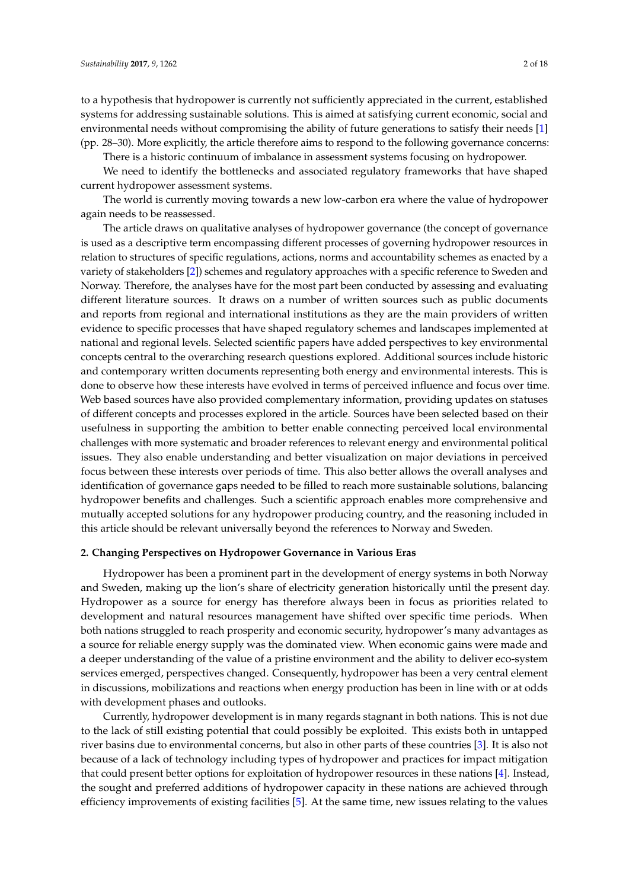to a hypothesis that hydropower is currently not sufficiently appreciated in the current, established systems for addressing sustainable solutions. This is aimed at satisfying current economic, social and environmental needs without compromising the ability of future generations to satisfy their needs [1] (pp. 28–30). More explicitly, the article therefore aims to respond to the following governance concerns:

There is a historic continuum of imbalance in assessment systems focusing on hydropower.

We need to identify the bottlenecks and associated regulatory frameworks that have shaped current hydropower assessment systems.

The world is currently moving towards a new low-carbon era where the value of hydropower again needs to be reassessed.

The article draws on qualitative analyses of hydropower governance (the concept of governance is used as a descriptive term encompassing different processes of governing hydropower resources in relation to structures of specific regulations, actions, norms and accountability schemes as enacted by a variety of stakeholders [2]) schemes and regulatory approaches with a specific reference to Sweden and Norway. Therefore, the analyses have for the most part been conducted by assessing and evaluating different literature sources. It draws on a number of written sources such as public documents and reports from regional and international institutions as they are the main providers of written evidence to specific processes that have shaped regulatory schemes and landscapes implemented at national and regional levels. Selected scientific papers have added perspectives to key environmental concepts central to the overarching research questions explored. Additional sources include historic and contemporary written documents representing both energy and environmental interests. This is done to observe how these interests have evolved in terms of perceived influence and focus over time. Web based sources have also provided complementary information, providing updates on statuses of different concepts and processes explored in the article. Sources have been selected based on their usefulness in supporting the ambition to better enable connecting perceived local environmental challenges with more systematic and broader references to relevant energy and environmental political issues. They also enable understanding and better visualization on major deviations in perceived focus between these interests over periods of time. This also better allows the overall analyses and identification of governance gaps needed to be filled to reach more sustainable solutions, balancing hydropower benefits and challenges. Such a scientific approach enables more comprehensive and mutually accepted solutions for any hydropower producing country, and the reasoning included in this article should be relevant universally beyond the references to Norway and Sweden.

## 2. Changing Perspectives on Hydropower Governance in Various Eras

Hydropower has been a prominent part in the development of energy systems in both Norway and Sweden, making up the lion's share of electricity generation historically until the present day. Hydropower as a source for energy has therefore always been in focus as priorities related to development and natural resources management have shifted over specific time periods. When both nations struggled to reach prosperity and economic security, hydropower's many advantages as a source for reliable energy supply was the dominated view. When economic gains were made and a deeper understanding of the value of a pristine environment and the ability to deliver eco-system services emerged, perspectives changed. Consequently, hydropower has been a very central element in discussions, mobilizations and reactions when energy production has been in line with or at odds with development phases and outlooks.

Currently, hydropower development is in many regards stagnant in both nations. This is not due to the lack of still existing potential that could possibly be exploited. This exists both in untapped river basins due to environmental concerns, but also in other parts of these countries [3]. It is also not because of a lack of technology including types of hydropower and practices for impact mitigation that could present better options for exploitation of hydropower resources in these nations [4]. Instead, the sought and preferred additions of hydropower capacity in these nations are achieved through efficiency improvements of existing facilities [5]. At the same time, new issues relating to the values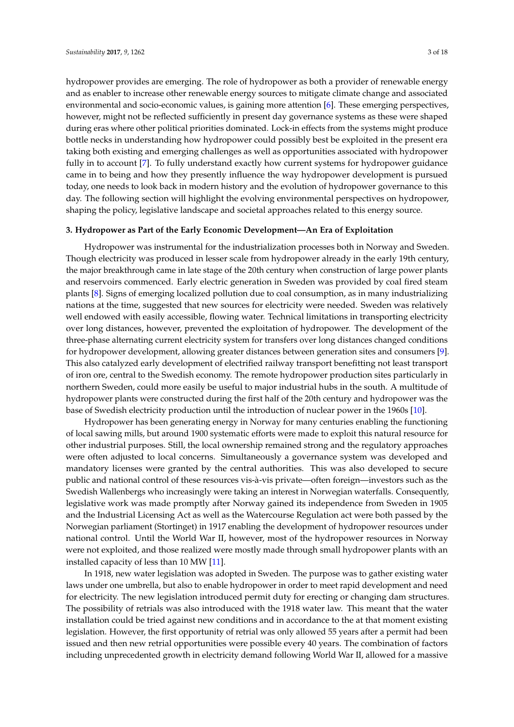hydropower provides are emerging. The role of hydropower as both a provider of renewable energy and as enabler to increase other renewable energy sources to mitigate climate change and associated environmental and socio-economic values, is gaining more attention [6]. These emerging perspectives, however, might not be reflected sufficiently in present day governance systems as these were shaped during eras where other political priorities dominated. Lock-in effects from the systems might produce bottle necks in understanding how hydropower could possibly best be exploited in the present era taking both existing and emerging challenges as well as opportunities associated with hydropower fully in to account [7]. To fully understand exactly how current systems for hydropower guidance came in to being and how they presently influence the way hydropower development is pursued today, one needs to look back in modern history and the evolution of hydropower governance to this day. The following section will highlight the evolving environmental perspectives on hydropower, shaping the policy, legislative landscape and societal approaches related to this energy source.

## 3. Hydropower as Part of the Early Economic Development—An Era of Exploitation

Hydropower was instrumental for the industrialization processes both in Norway and Sweden. Though electricity was produced in lesser scale from hydropower already in the early 19th century, the major breakthrough came in late stage of the 20th century when construction of large power plants and reservoirs commenced. Early electric generation in Sweden was provided by coal fired steam plants [8]. Signs of emerging localized pollution due to coal consumption, as in many industrializing nations at the time, suggested that new sources for electricity were needed. Sweden was relatively well endowed with easily accessible, flowing water. Technical limitations in transporting electricity over long distances, however, prevented the exploitation of hydropower. The development of the three-phase alternating current electricity system for transfers over long distances changed conditions for hydropower development, allowing greater distances between generation sites and consumers [9]. This also catalyzed early development of electrified railway transport benefitting not least transport of iron ore, central to the Swedish economy. The remote hydropower production sites particularly in northern Sweden, could more easily be useful to major industrial hubs in the south. A multitude of hydropower plants were constructed during the first half of the 20th century and hydropower was the base of Swedish electricity production until the introduction of nuclear power in the 1960s [10].

Hydropower has been generating energy in Norway for many centuries enabling the functioning of local sawing mills, but around 1900 systematic efforts were made to exploit this natural resource for other industrial purposes. Still, the local ownership remained strong and the regulatory approaches were often adjusted to local concerns. Simultaneously a governance system was developed and mandatory licenses were granted by the central authorities. This was also developed to secure public and national control of these resources vis-à-vis private—often foreign—investors such as the Swedish Wallenbergs who increasingly were taking an interest in Norwegian waterfalls. Consequently, legislative work was made promptly after Norway gained its independence from Sweden in 1905 and the Industrial Licensing Act as well as the Watercourse Regulation act were both passed by the Norwegian parliament (Stortinget) in 1917 enabling the development of hydropower resources under national control. Until the World War II, however, most of the hydropower resources in Norway were not exploited, and those realized were mostly made through small hydropower plants with an installed capacity of less than 10 MW [11].

In 1918, new water legislation was adopted in Sweden. The purpose was to gather existing water laws under one umbrella, but also to enable hydropower in order to meet rapid development and need for electricity. The new legislation introduced permit duty for erecting or changing dam structures. The possibility of retrials was also introduced with the 1918 water law. This meant that the water installation could be tried against new conditions and in accordance to the at that moment existing legislation. However, the first opportunity of retrial was only allowed 55 years after a permit had been issued and then new retrial opportunities were possible every 40 years. The combination of factors including unprecedented growth in electricity demand following World War II, allowed for a massive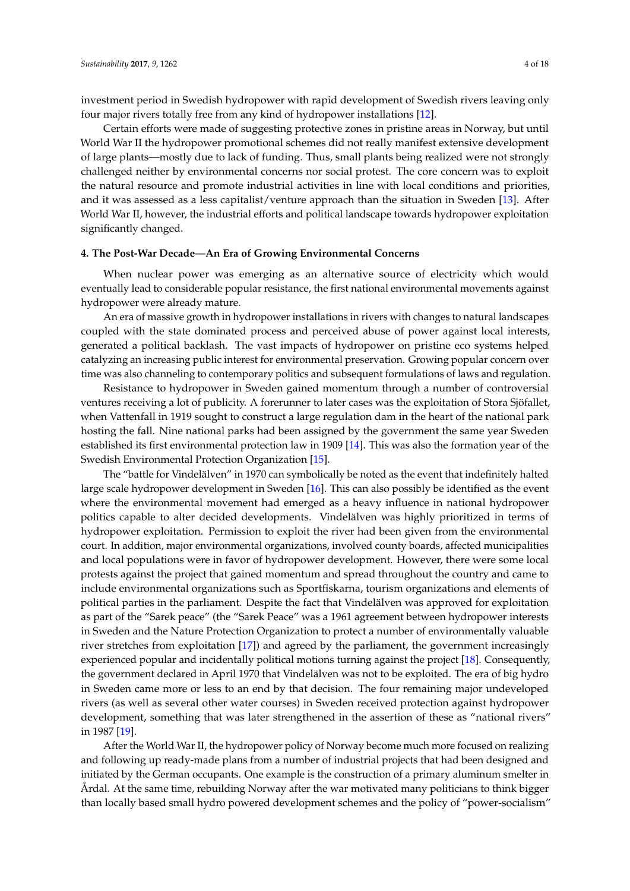investment period in Swedish hydropower with rapid development of Swedish rivers leaving only four major rivers totally free from any kind of hydropower installations [12].

Certain efforts were made of suggesting protective zones in pristine areas in Norway, but until World War II the hydropower promotional schemes did not really manifest extensive development of large plants—mostly due to lack of funding. Thus, small plants being realized were not strongly challenged neither by environmental concerns nor social protest. The core concern was to exploit the natural resource and promote industrial activities in line with local conditions and priorities, and it was assessed as a less capitalist/venture approach than the situation in Sweden [13]. After World War II, however, the industrial efforts and political landscape towards hydropower exploitation significantly changed.

## 4. The Post-War Decade—An Era of Growing Environmental Concerns

When nuclear power was emerging as an alternative source of electricity which would eventually lead to considerable popular resistance, the first national environmental movements against hydropower were already mature.

An era of massive growth in hydropower installations in rivers with changes to natural landscapes coupled with the state dominated process and perceived abuse of power against local interests, generated a political backlash. The vast impacts of hydropower on pristine eco systems helped catalyzing an increasing public interest for environmental preservation. Growing popular concern over time was also channeling to contemporary politics and subsequent formulations of laws and regulation.

Resistance to hydropower in Sweden gained momentum through a number of controversial ventures receiving a lot of publicity. A forerunner to later cases was the exploitation of Stora Sjöfallet, when Vattenfall in 1919 sought to construct a large regulation dam in the heart of the national park hosting the fall. Nine national parks had been assigned by the government the same year Sweden established its first environmental protection law in 1909 [14]. This was also the formation year of the Swedish Environmental Protection Organization [15].

The "battle for Vindelälven" in 1970 can symbolically be noted as the event that indefinitely halted large scale hydropower development in Sweden [16]. This can also possibly be identified as the event where the environmental movement had emerged as a heavy influence in national hydropower politics capable to alter decided developments. Vindelälven was highly prioritized in terms of hydropower exploitation. Permission to exploit the river had been given from the environmental court. In addition, major environmental organizations, involved county boards, affected municipalities and local populations were in favor of hydropower development. However, there were some local protests against the project that gained momentum and spread throughout the country and came to include environmental organizations such as Sportfiskarna, tourism organizations and elements of political parties in the parliament. Despite the fact that Vindelälven was approved for exploitation as part of the "Sarek peace" (the "Sarek Peace" was a 1961 agreement between hydropower interests in Sweden and the Nature Protection Organization to protect a number of environmentally valuable river stretches from exploitation [17]) and agreed by the parliament, the government increasingly experienced popular and incidentally political motions turning against the project [18]. Consequently, the government declared in April 1970 that Vindelälven was not to be exploited. The era of big hydro in Sweden came more or less to an end by that decision. The four remaining major undeveloped rivers (as well as several other water courses) in Sweden received protection against hydropower development, something that was later strengthened in the assertion of these as "national rivers" in 1987 [19].

After the World War II, the hydropower policy of Norway become much more focused on realizing and following up ready-made plans from a number of industrial projects that had been designed and initiated by the German occupants. One example is the construction of a primary aluminum smelter in Årdal. At the same time, rebuilding Norway after the war motivated many politicians to think bigger than locally based small hydro powered development schemes and the policy of "power-socialism"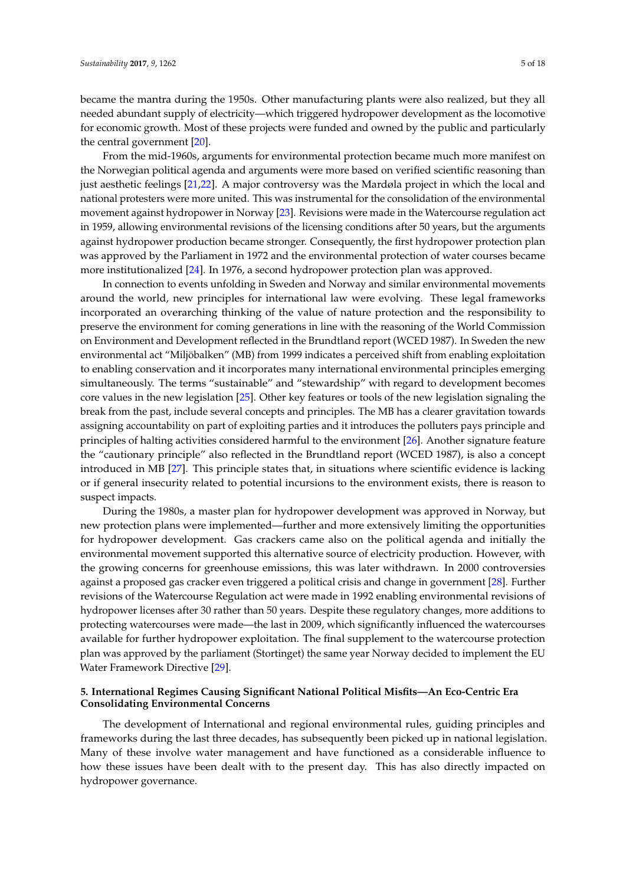became the mantra during the 1950s. Other manufacturing plants were also realized, but they all needed abundant supply of electricity—which triggered hydropower development as the locomotive for economic growth. Most of these projects were funded and owned by the public and particularly the central government [20].

From the mid-1960s, arguments for environmental protection became much more manifest on the Norwegian political agenda and arguments were more based on verified scientific reasoning than just aesthetic feelings [21,22]. A major controversy was the Mardøla project in which the local and national protesters were more united. This was instrumental for the consolidation of the environmental movement against hydropower in Norway [23]. Revisions were made in the Watercourse regulation act in 1959, allowing environmental revisions of the licensing conditions after 50 years, but the arguments against hydropower production became stronger. Consequently, the first hydropower protection plan was approved by the Parliament in 1972 and the environmental protection of water courses became more institutionalized [24]. In 1976, a second hydropower protection plan was approved.

In connection to events unfolding in Sweden and Norway and similar environmental movements around the world, new principles for international law were evolving. These legal frameworks incorporated an overarching thinking of the value of nature protection and the responsibility to preserve the environment for coming generations in line with the reasoning of the World Commission on Environment and Development reflected in the Brundtland report (WCED 1987). In Sweden the new environmental act "Miljöbalken" (MB) from 1999 indicates a perceived shift from enabling exploitation to enabling conservation and it incorporates many international environmental principles emerging simultaneously. The terms "sustainable" and "stewardship" with regard to development becomes core values in the new legislation [25]. Other key features or tools of the new legislation signaling the break from the past, include several concepts and principles. The MB has a clearer gravitation towards assigning accountability on part of exploiting parties and it introduces the polluters pays principle and principles of halting activities considered harmful to the environment [26]. Another signature feature the "cautionary principle" also reflected in the Brundtland report (WCED 1987), is also a concept introduced in MB [27]. This principle states that, in situations where scientific evidence is lacking or if general insecurity related to potential incursions to the environment exists, there is reason to suspect impacts.

During the 1980s, a master plan for hydropower development was approved in Norway, but new protection plans were implemented—further and more extensively limiting the opportunities for hydropower development. Gas crackers came also on the political agenda and initially the environmental movement supported this alternative source of electricity production. However, with the growing concerns for greenhouse emissions, this was later withdrawn. In 2000 controversies against a proposed gas cracker even triggered a political crisis and change in government [28]. Further revisions of the Watercourse Regulation act were made in 1992 enabling environmental revisions of hydropower licenses after 30 rather than 50 years. Despite these regulatory changes, more additions to protecting watercourses were made—the last in 2009, which significantly influenced the watercourses available for further hydropower exploitation. The final supplement to the watercourse protection plan was approved by the parliament (Stortinget) the same year Norway decided to implement the EU Water Framework Directive [29].

## 5. International Regimes Causing Significant National Political Misfits—An Eco-Centric Era Consolidating Environmental Concerns

The development of International and regional environmental rules, guiding principles and frameworks during the last three decades, has subsequently been picked up in national legislation. Many of these involve water management and have functioned as a considerable influence to how these issues have been dealt with to the present day. This has also directly impacted on hydropower governance.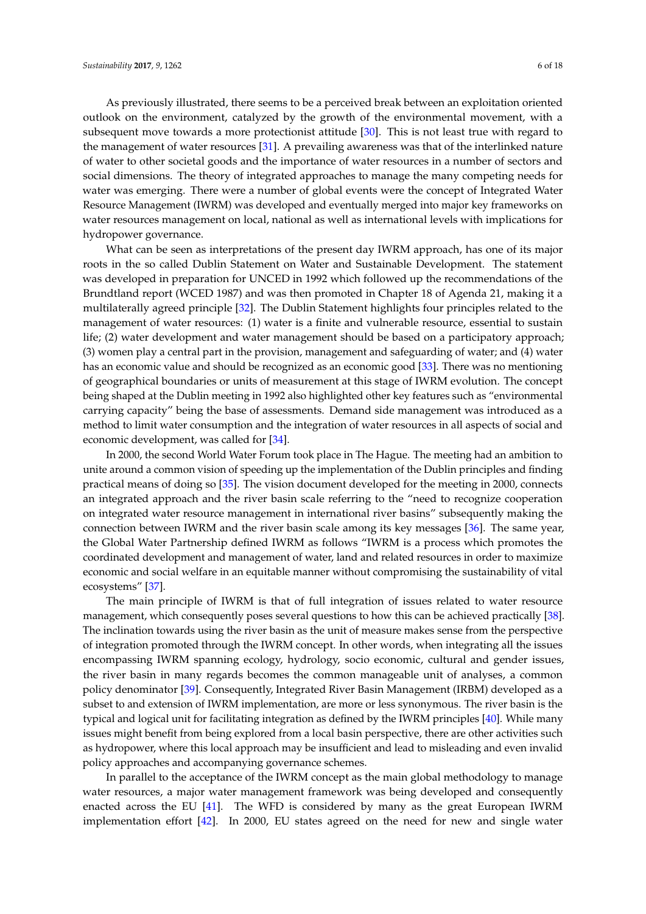As previously illustrated, there seems to be a perceived break between an exploitation oriented outlook on the environment, catalyzed by the growth of the environmental movement, with a subsequent move towards a more protectionist attitude [30]. This is not least true with regard to the management of water resources [31]. A prevailing awareness was that of the interlinked nature of water to other societal goods and the importance of water resources in a number of sectors and social dimensions. The theory of integrated approaches to manage the many competing needs for water was emerging. There were a number of global events were the concept of Integrated Water Resource Management (IWRM) was developed and eventually merged into major key frameworks on water resources management on local, national as well as international levels with implications for hydropower governance.

What can be seen as interpretations of the present day IWRM approach, has one of its major roots in the so called Dublin Statement on Water and Sustainable Development. The statement was developed in preparation for UNCED in 1992 which followed up the recommendations of the Brundtland report (WCED 1987) and was then promoted in Chapter 18 of Agenda 21, making it a multilaterally agreed principle [32]. The Dublin Statement highlights four principles related to the management of water resources: (1) water is a finite and vulnerable resource, essential to sustain life; (2) water development and water management should be based on a participatory approach; (3) women play a central part in the provision, management and safeguarding of water; and (4) water has an economic value and should be recognized as an economic good [33]. There was no mentioning of geographical boundaries or units of measurement at this stage of IWRM evolution. The concept being shaped at the Dublin meeting in 1992 also highlighted other key features such as "environmental carrying capacity" being the base of assessments. Demand side management was introduced as a method to limit water consumption and the integration of water resources in all aspects of social and economic development, was called for [34].

In 2000, the second World Water Forum took place in The Hague. The meeting had an ambition to unite around a common vision of speeding up the implementation of the Dublin principles and finding practical means of doing so [35]. The vision document developed for the meeting in 2000, connects an integrated approach and the river basin scale referring to the "need to recognize cooperation on integrated water resource management in international river basins" subsequently making the connection between IWRM and the river basin scale among its key messages [36]. The same year, the Global Water Partnership defined IWRM as follows "IWRM is a process which promotes the coordinated development and management of water, land and related resources in order to maximize economic and social welfare in an equitable manner without compromising the sustainability of vital ecosystems" [37].

The main principle of IWRM is that of full integration of issues related to water resource management, which consequently poses several questions to how this can be achieved practically [38]. The inclination towards using the river basin as the unit of measure makes sense from the perspective of integration promoted through the IWRM concept. In other words, when integrating all the issues encompassing IWRM spanning ecology, hydrology, socio economic, cultural and gender issues, the river basin in many regards becomes the common manageable unit of analyses, a common policy denominator [39]. Consequently, Integrated River Basin Management (IRBM) developed as a subset to and extension of IWRM implementation, are more or less synonymous. The river basin is the typical and logical unit for facilitating integration as defined by the IWRM principles [40]. While many issues might benefit from being explored from a local basin perspective, there are other activities such as hydropower, where this local approach may be insufficient and lead to misleading and even invalid policy approaches and accompanying governance schemes.

In parallel to the acceptance of the IWRM concept as the main global methodology to manage water resources, a major water management framework was being developed and consequently enacted across the EU [41]. The WFD is considered by many as the great European IWRM implementation effort [42]. In 2000, EU states agreed on the need for new and single water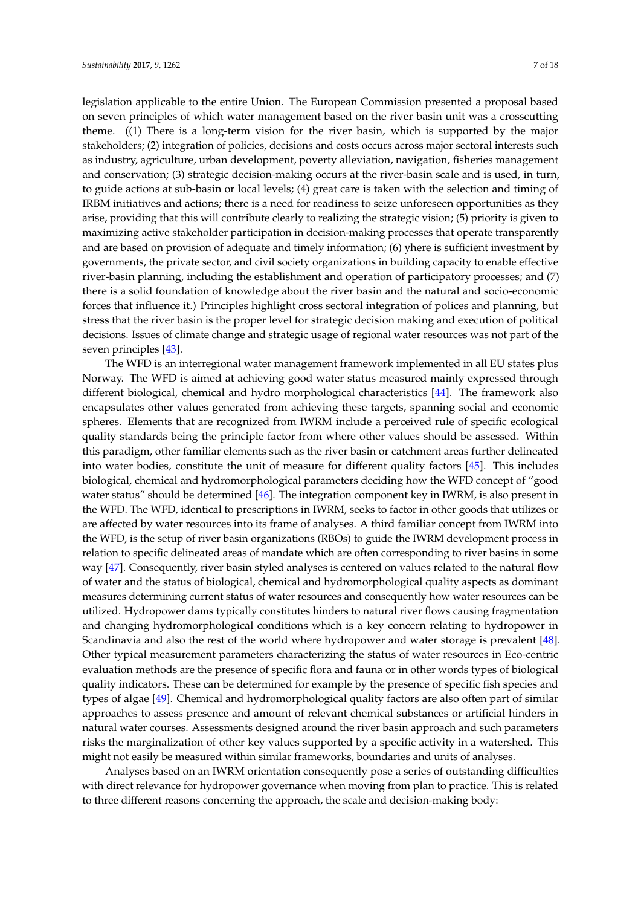legislation applicable to the entire Union. The European Commission presented a proposal based on seven principles of which water management based on the river basin unit was a crosscutting theme. ((1) There is a long-term vision for the river basin, which is supported by the major stakeholders; (2) integration of policies, decisions and costs occurs across major sectoral interests such as industry, agriculture, urban development, poverty alleviation, navigation, fisheries management and conservation; (3) strategic decision-making occurs at the river-basin scale and is used, in turn, to guide actions at sub-basin or local levels; (4) great care is taken with the selection and timing of IRBM initiatives and actions; there is a need for readiness to seize unforeseen opportunities as they arise, providing that this will contribute clearly to realizing the strategic vision; (5) priority is given to maximizing active stakeholder participation in decision-making processes that operate transparently and are based on provision of adequate and timely information; (6) yhere is sufficient investment by governments, the private sector, and civil society organizations in building capacity to enable effective river-basin planning, including the establishment and operation of participatory processes; and (7) there is a solid foundation of knowledge about the river basin and the natural and socio-economic forces that influence it.) Principles highlight cross sectoral integration of polices and planning, but stress that the river basin is the proper level for strategic decision making and execution of political decisions. Issues of climate change and strategic usage of regional water resources was not part of the seven principles [43].

The WFD is an interregional water management framework implemented in all EU states plus Norway. The WFD is aimed at achieving good water status measured mainly expressed through different biological, chemical and hydro morphological characteristics [44]. The framework also encapsulates other values generated from achieving these targets, spanning social and economic spheres. Elements that are recognized from IWRM include a perceived rule of specific ecological quality standards being the principle factor from where other values should be assessed. Within this paradigm, other familiar elements such as the river basin or catchment areas further delineated into water bodies, constitute the unit of measure for different quality factors [45]. This includes biological, chemical and hydromorphological parameters deciding how the WFD concept of "good water status" should be determined [46]. The integration component key in IWRM, is also present in the WFD. The WFD, identical to prescriptions in IWRM, seeks to factor in other goods that utilizes or are affected by water resources into its frame of analyses. A third familiar concept from IWRM into the WFD, is the setup of river basin organizations (RBOs) to guide the IWRM development process in relation to specific delineated areas of mandate which are often corresponding to river basins in some way [47]. Consequently, river basin styled analyses is centered on values related to the natural flow of water and the status of biological, chemical and hydromorphological quality aspects as dominant measures determining current status of water resources and consequently how water resources can be utilized. Hydropower dams typically constitutes hinders to natural river flows causing fragmentation and changing hydromorphological conditions which is a key concern relating to hydropower in Scandinavia and also the rest of the world where hydropower and water storage is prevalent [48]. Other typical measurement parameters characterizing the status of water resources in Eco-centric evaluation methods are the presence of specific flora and fauna or in other words types of biological quality indicators. These can be determined for example by the presence of specific fish species and types of algae [49]. Chemical and hydromorphological quality factors are also often part of similar approaches to assess presence and amount of relevant chemical substances or artificial hinders in natural water courses. Assessments designed around the river basin approach and such parameters risks the marginalization of other key values supported by a specific activity in a watershed. This might not easily be measured within similar frameworks, boundaries and units of analyses.

Analyses based on an IWRM orientation consequently pose a series of outstanding difficulties with direct relevance for hydropower governance when moving from plan to practice. This is related to three different reasons concerning the approach, the scale and decision-making body: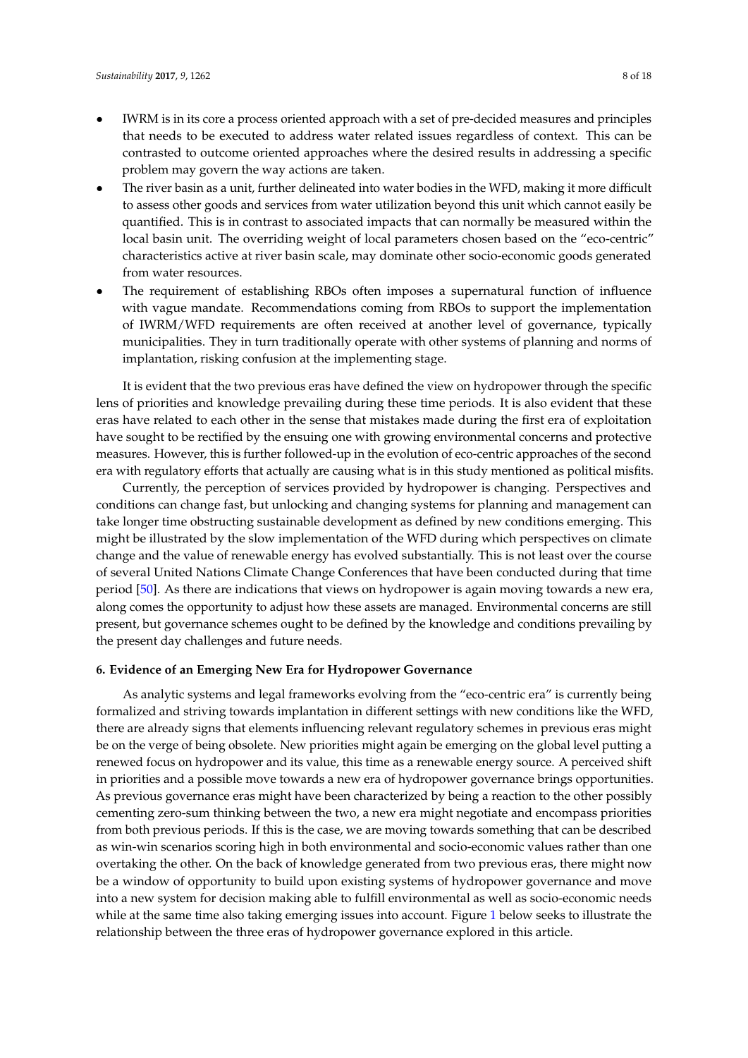- IWRM is in its core a process oriented approach with a set of pre-decided measures and principles that needs to be executed to address water related issues regardless of context. This can be contrasted to outcome oriented approaches where the desired results in addressing a specific problem may govern the way actions are taken.
- The river basin as a unit, further delineated into water bodies in the WFD, making it more difficult to assess other goods and services from water utilization beyond this unit which cannot easily be quantified. This is in contrast to associated impacts that can normally be measured within the local basin unit. The overriding weight of local parameters chosen based on the "eco-centric" characteristics active at river basin scale, may dominate other socio-economic goods generated from water resources.
- The requirement of establishing RBOs often imposes a supernatural function of influence with vague mandate. Recommendations coming from RBOs to support the implementation of IWRM/WFD requirements are often received at another level of governance, typically municipalities. They in turn traditionally operate with other systems of planning and norms of implantation, risking confusion at the implementing stage.

It is evident that the two previous eras have defined the view on hydropower through the specific lens of priorities and knowledge prevailing during these time periods. It is also evident that these eras have related to each other in the sense that mistakes made during the first era of exploitation have sought to be rectified by the ensuing one with growing environmental concerns and protective measures. However, this is further followed-up in the evolution of eco-centric approaches of the second era with regulatory efforts that actually are causing what is in this study mentioned as political misfits.

Currently, the perception of services provided by hydropower is changing. Perspectives and conditions can change fast, but unlocking and changing systems for planning and management can take longer time obstructing sustainable development as defined by new conditions emerging. This might be illustrated by the slow implementation of the WFD during which perspectives on climate change and the value of renewable energy has evolved substantially. This is not least over the course of several United Nations Climate Change Conferences that have been conducted during that time period [50]. As there are indications that views on hydropower is again moving towards a new era, along comes the opportunity to adjust how these assets are managed. Environmental concerns are still present, but governance schemes ought to be defined by the knowledge and conditions prevailing by the present day challenges and future needs.

## 6. Evidence of an Emerging New Era for Hydropower Governance

As analytic systems and legal frameworks evolving from the "eco-centric era" is currently being formalized and striving towards implantation in different settings with new conditions like the WFD, there are already signs that elements influencing relevant regulatory schemes in previous eras might be on the verge of being obsolete. New priorities might again be emerging on the global level putting a renewed focus on hydropower and its value, this time as a renewable energy source. A perceived shift in priorities and a possible move towards a new era of hydropower governance brings opportunities. As previous governance eras might have been characterized by being a reaction to the other possibly cementing zero-sum thinking between the two, a new era might negotiate and encompass priorities from both previous periods. If this is the case, we are moving towards something that can be described as win-win scenarios scoring high in both environmental and socio-economic values rather than one overtaking the other. On the back of knowledge generated from two previous eras, there might now be a window of opportunity to build upon existing systems of hydropower governance and move into a new system for decision making able to fulfill environmental as well as socio-economic needs while at the same time also taking emerging issues into account. Figure 1 below seeks to illustrate the relationship between the three eras of hydropower governance explored in this article.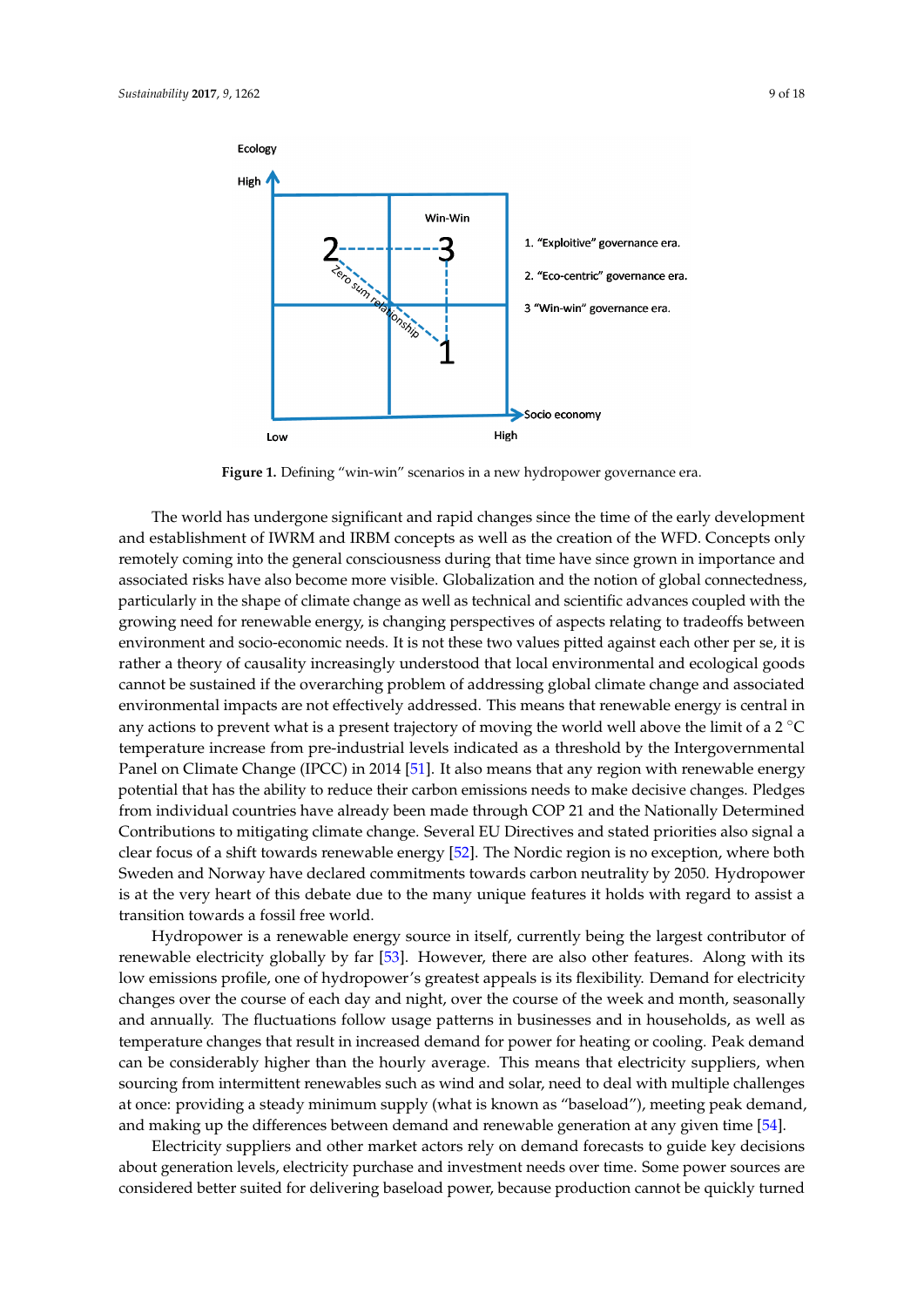**Figure 1.** Defining "win-win" scenarios in a new hydropower governance era.

The world has undergone significant and rapid changes since the time of the early development and establishment of IWRM and IRBM concepts as well as the creation of the WFD. Concepts only remotely coming into the general consciousness during that time have since grown in importance and associated risks have also become more visible. Globalization and the notion of global connectedness, particularly in the shape of climate change as well as technical and scientific advances coupled with the growing need for renewable energy, is changing perspectives of aspects relating to tradeoffs between environment and socio-economic needs. It is not these two values pitted against each other per se, it is rather a theory of causality increasingly understood that local environmental and ecological goods cannot be sustained if the overarching problem of addressing global climate change and associated environmental impacts are not effectively addressed. This means that renewable energy is central in any actions to prevent what is a present trajectory of moving the world well above the limit of a 2 °C temperature increase from pre-industrial levels indicated as a threshold by the Intergovernmental Panel on Climate Change (IPCC) in 2014 [51]. It also means that any region with renewable energy potential that has the ability to reduce their carbon emissions needs to make decisive changes. Pledges from individual countries have already been made through COP 21 and the Nationally Determined Contributions to mitigating climate change. Several EU Directives and stated priorities also signal a clear focus of a shift towards renewable energy [52]. The Nordic region is no exception, where both Sweden and Norway have declared commitments towards carbon neutrality by 2050. Hydropower is at the very heart of this debate due to the many unique features it holds with regard to assist a transition towards a fossil free world.

Hydropower is a renewable energy source in itself, currently being the largest contributor of renewable electricity globally by far [53]. However, there are also other features. Along with its low emissions profile, one of hydropower's greatest appeals is its flexibility. Demand for electricity changes over the course of each day and night, over the course of the week and month, seasonally and annually. The fluctuations follow usage patterns in businesses and in households, as well as temperature changes that result in increased demand for power for heating or cooling. Peak demand can be considerably higher than the hourly average. This means that electricity suppliers, when sourcing from intermittent renewables such as wind and solar, need to deal with multiple challenges at once: providing a steady minimum supply (what is known as "baseload"), meeting peak demand, and making up the differences between demand and renewable generation at any given time [54].

Electricity suppliers and other market actors rely on demand forecasts to guide key decisions about generation levels, electricity purchase and investment needs over time. Some power sources are considered better suited for delivering baseload power, because production cannot be quickly turned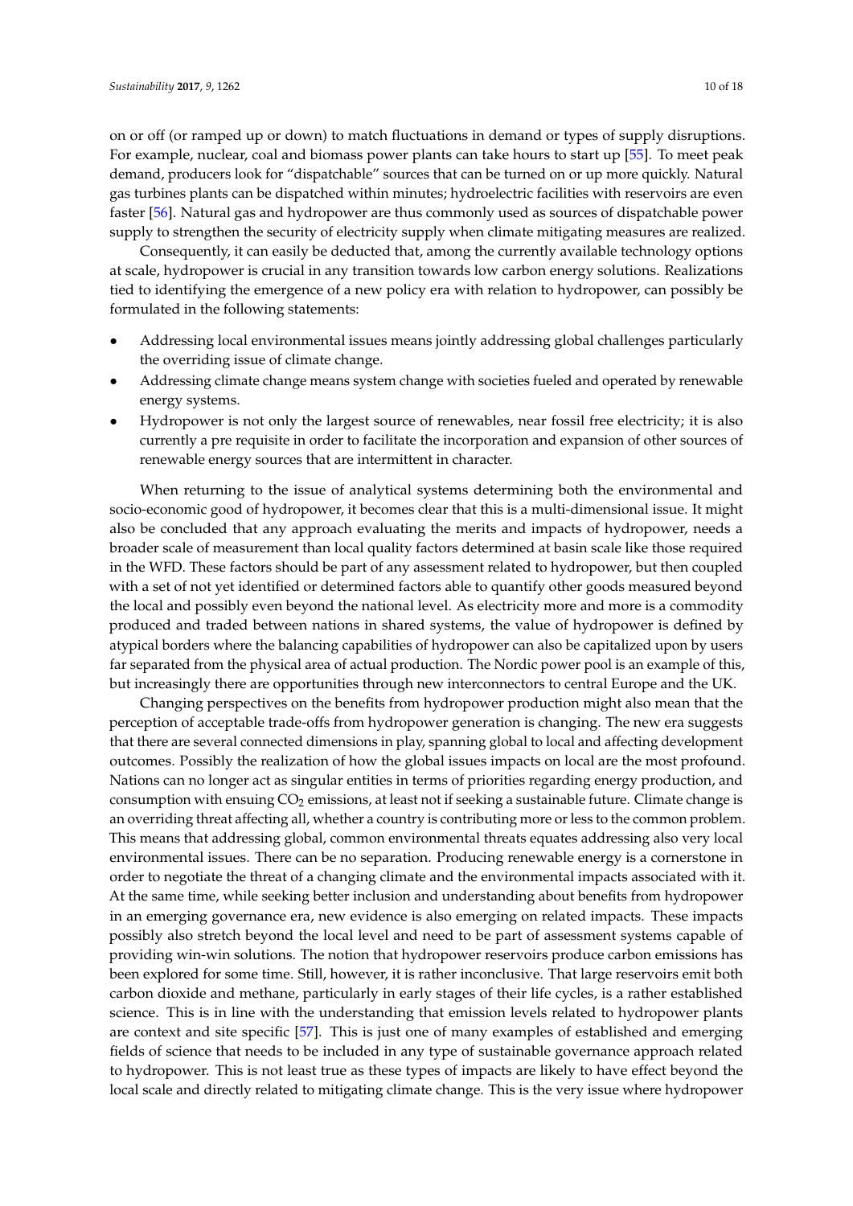on or off (or ramped up or down) to match fluctuations in demand or types of supply disruptions. For example, nuclear, coal and biomass power plants can take hours to start up [55]. To meet peak demand, producers look for "dispatchable" sources that can be turned on or up more quickly. Natural gas turbines plants can be dispatched within minutes; hydroelectric facilities with reservoirs are even faster [56]. Natural gas and hydropower are thus commonly used as sources of dispatchable power supply to strengthen the security of electricity supply when climate mitigating measures are realized.

Consequently, it can easily be deducted that, among the currently available technology options at scale, hydropower is crucial in any transition towards low carbon energy solutions. Realizations tied to identifying the emergence of a new policy era with relation to hydropower, can possibly be formulated in the following statements:

- Addressing local environmental issues means jointly addressing global challenges particularly the overriding issue of climate change.
- Addressing climate change means system change with societies fueled and operated by renewable energy systems.
- Hydropower is not only the largest source of renewables, near fossil free electricity; it is also currently a pre requisite in order to facilitate the incorporation and expansion of other sources of renewable energy sources that are intermittent in character.

When returning to the issue of analytical systems determining both the environmental and socio-economic good of hydropower, it becomes clear that this is a multi-dimensional issue. It might also be concluded that any approach evaluating the merits and impacts of hydropower, needs a broader scale of measurement than local quality factors determined at basin scale like those required in the WFD. These factors should be part of any assessment related to hydropower, but then coupled with a set of not yet identified or determined factors able to quantify other goods measured beyond the local and possibly even beyond the national level. As electricity more and more is a commodity produced and traded between nations in shared systems, the value of hydropower is defined by atypical borders where the balancing capabilities of hydropower can also be capitalized upon by users far separated from the physical area of actual production. The Nordic power pool is an example of this, but increasingly there are opportunities through new interconnectors to central Europe and the UK.

Changing perspectives on the benefits from hydropower production might also mean that the perception of acceptable trade-offs from hydropower generation is changing. The new era suggests that there are several connected dimensions in play, spanning global to local and affecting development outcomes. Possibly the realization of how the global issues impacts on local are the most profound. Nations can no longer act as singular entities in terms of priorities regarding energy production, and consumption with ensuing $CO_2$ emissions, at least not if seeking a sustainable future. Climate change is an overriding threat affecting all, whether a country is contributing more or less to the common problem. This means that addressing global, common environmental threats equates addressing also very local environmental issues. There can be no separation. Producing renewable energy is a cornerstone in order to negotiate the threat of a changing climate and the environmental impacts associated with it. At the same time, while seeking better inclusion and understanding about benefits from hydropower in an emerging governance era, new evidence is also emerging on related impacts. These impacts possibly also stretch beyond the local level and need to be part of assessment systems capable of providing win-win solutions. The notion that hydropower reservoirs produce carbon emissions has been explored for some time. Still, however, it is rather inconclusive. That large reservoirs emit both carbon dioxide and methane, particularly in early stages of their life cycles, is a rather established science. This is in line with the understanding that emission levels related to hydropower plants are context and site specific [57]. This is just one of many examples of established and emerging fields of science that needs to be included in any type of sustainable governance approach related to hydropower. This is not least true as these types of impacts are likely to have effect beyond the local scale and directly related to mitigating climate change. This is the very issue where hydropower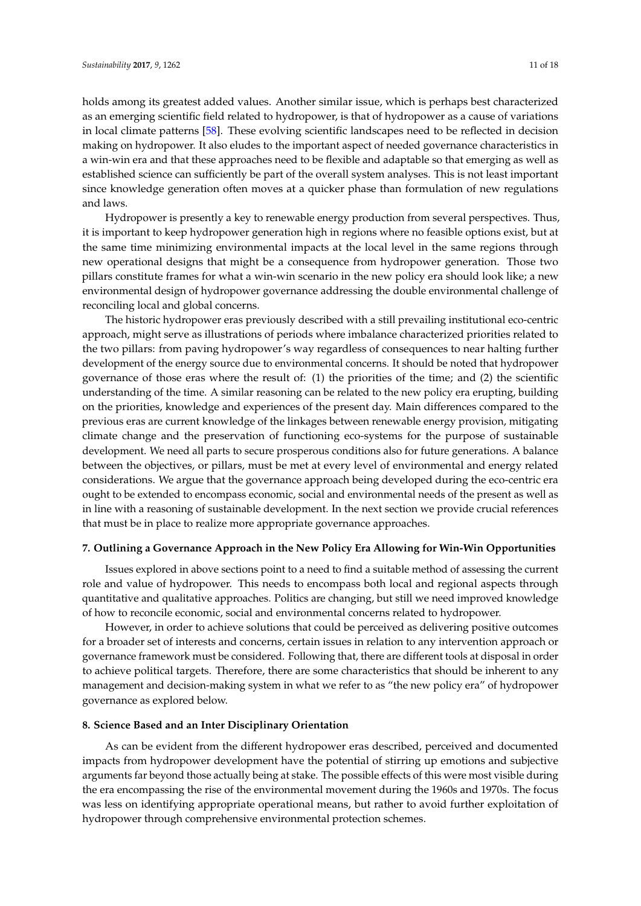holds among its greatest added values. Another similar issue, which is perhaps best characterized as an emerging scientific field related to hydropower, is that of hydropower as a cause of variations in local climate patterns [58]. These evolving scientific landscapes need to be reflected in decision making on hydropower. It also eludes to the important aspect of needed governance characteristics in a win-win era and that these approaches need to be flexible and adaptable so that emerging as well as established science can sufficiently be part of the overall system analyses. This is not least important since knowledge generation often moves at a quicker phase than formulation of new regulations and laws.

Hydropower is presently a key to renewable energy production from several perspectives. Thus, it is important to keep hydropower generation high in regions where no feasible options exist, but at the same time minimizing environmental impacts at the local level in the same regions through new operational designs that might be a consequence from hydropower generation. Those two pillars constitute frames for what a win-win scenario in the new policy era should look like; a new environmental design of hydropower governance addressing the double environmental challenge of reconciling local and global concerns.

The historic hydropower eras previously described with a still prevailing institutional eco-centric approach, might serve as illustrations of periods where imbalance characterized priorities related to the two pillars: from paving hydropower's way regardless of consequences to near halting further development of the energy source due to environmental concerns. It should be noted that hydropower governance of those eras where the result of: (1) the priorities of the time; and (2) the scientific understanding of the time. A similar reasoning can be related to the new policy era erupting, building on the priorities, knowledge and experiences of the present day. Main differences compared to the previous eras are current knowledge of the linkages between renewable energy provision, mitigating climate change and the preservation of functioning eco-systems for the purpose of sustainable development. We need all parts to secure prosperous conditions also for future generations. A balance between the objectives, or pillars, must be met at every level of environmental and energy related considerations. We argue that the governance approach being developed during the eco-centric era ought to be extended to encompass economic, social and environmental needs of the present as well as in line with a reasoning of sustainable development. In the next section we provide crucial references that must be in place to realize more appropriate governance approaches.

## 7. Outlining a Governance Approach in the New Policy Era Allowing for Win-Win Opportunities

Issues explored in above sections point to a need to find a suitable method of assessing the current role and value of hydropower. This needs to encompass both local and regional aspects through quantitative and qualitative approaches. Politics are changing, but still we need improved knowledge of how to reconcile economic, social and environmental concerns related to hydropower.

However, in order to achieve solutions that could be perceived as delivering positive outcomes for a broader set of interests and concerns, certain issues in relation to any intervention approach or governance framework must be considered. Following that, there are different tools at disposal in order to achieve political targets. Therefore, there are some characteristics that should be inherent to any management and decision-making system in what we refer to as "the new policy era" of hydropower governance as explored below.

## 8. Science Based and an Inter Disciplinary Orientation

As can be evident from the different hydropower eras described, perceived and documented impacts from hydropower development have the potential of stirring up emotions and subjective arguments far beyond those actually being at stake. The possible effects of this were most visible during the era encompassing the rise of the environmental movement during the 1960s and 1970s. The focus was less on identifying appropriate operational means, but rather to avoid further exploitation of hydropower through comprehensive environmental protection schemes.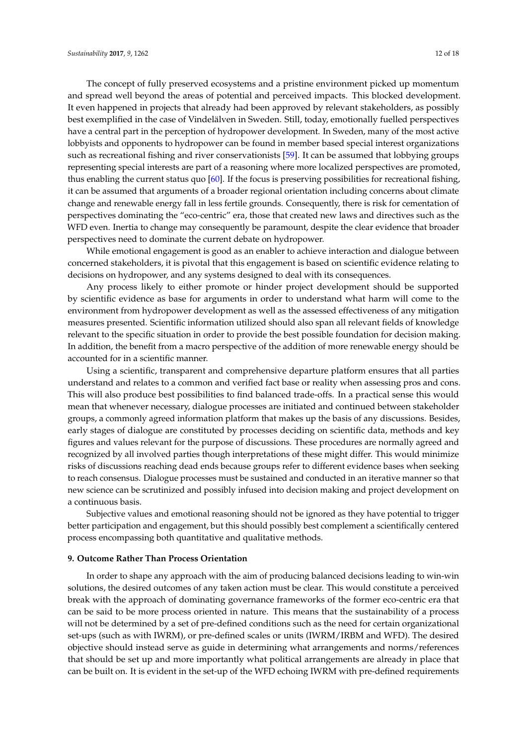The concept of fully preserved ecosystems and a pristine environment picked up momentum and spread well beyond the areas of potential and perceived impacts. This blocked development. It even happened in projects that already had been approved by relevant stakeholders, as possibly best exemplified in the case of Vindelälven in Sweden. Still, today, emotionally fuelled perspectives have a central part in the perception of hydropower development. In Sweden, many of the most active lobbyists and opponents to hydropower can be found in member based special interest organizations such as recreational fishing and river conservationists [59]. It can be assumed that lobbying groups representing special interests are part of a reasoning where more localized perspectives are promoted, thus enabling the current status quo [60]. If the focus is preserving possibilities for recreational fishing, it can be assumed that arguments of a broader regional orientation including concerns about climate change and renewable energy fall in less fertile grounds. Consequently, there is risk for cementation of perspectives dominating the "eco-centric" era, those that created new laws and directives such as the WFD even. Inertia to change may consequently be paramount, despite the clear evidence that broader perspectives need to dominate the current debate on hydropower.

While emotional engagement is good as an enabler to achieve interaction and dialogue between concerned stakeholders, it is pivotal that this engagement is based on scientific evidence relating to decisions on hydropower, and any systems designed to deal with its consequences.

Any process likely to either promote or hinder project development should be supported by scientific evidence as base for arguments in order to understand what harm will come to the environment from hydropower development as well as the assessed effectiveness of any mitigation measures presented. Scientific information utilized should also span all relevant fields of knowledge relevant to the specific situation in order to provide the best possible foundation for decision making. In addition, the benefit from a macro perspective of the addition of more renewable energy should be accounted for in a scientific manner.

Using a scientific, transparent and comprehensive departure platform ensures that all parties understand and relates to a common and verified fact base or reality when assessing pros and cons. This will also produce best possibilities to find balanced trade-offs. In a practical sense this would mean that whenever necessary, dialogue processes are initiated and continued between stakeholder groups, a commonly agreed information platform that makes up the basis of any discussions. Besides, early stages of dialogue are constituted by processes deciding on scientific data, methods and key figures and values relevant for the purpose of discussions. These procedures are normally agreed and recognized by all involved parties though interpretations of these might differ. This would minimize risks of discussions reaching dead ends because groups refer to different evidence bases when seeking to reach consensus. Dialogue processes must be sustained and conducted in an iterative manner so that new science can be scrutinized and possibly infused into decision making and project development on a continuous basis.

Subjective values and emotional reasoning should not be ignored as they have potential to trigger better participation and engagement, but this should possibly best complement a scientifically centered process encompassing both quantitative and qualitative methods.

## 9. Outcome Rather Than Process Orientation

In order to shape any approach with the aim of producing balanced decisions leading to win-win solutions, the desired outcomes of any taken action must be clear. This would constitute a perceived break with the approach of dominating governance frameworks of the former eco-centric era that can be said to be more process oriented in nature. This means that the sustainability of a process will not be determined by a set of pre-defined conditions such as the need for certain organizational set-ups (such as with IWRM), or pre-defined scales or units (IWRM/IRBM and WFD). The desired objective should instead serve as guide in determining what arrangements and norms/references that should be set up and more importantly what political arrangements are already in place that can be built on. It is evident in the set-up of the WFD echoing IWRM with pre-defined requirements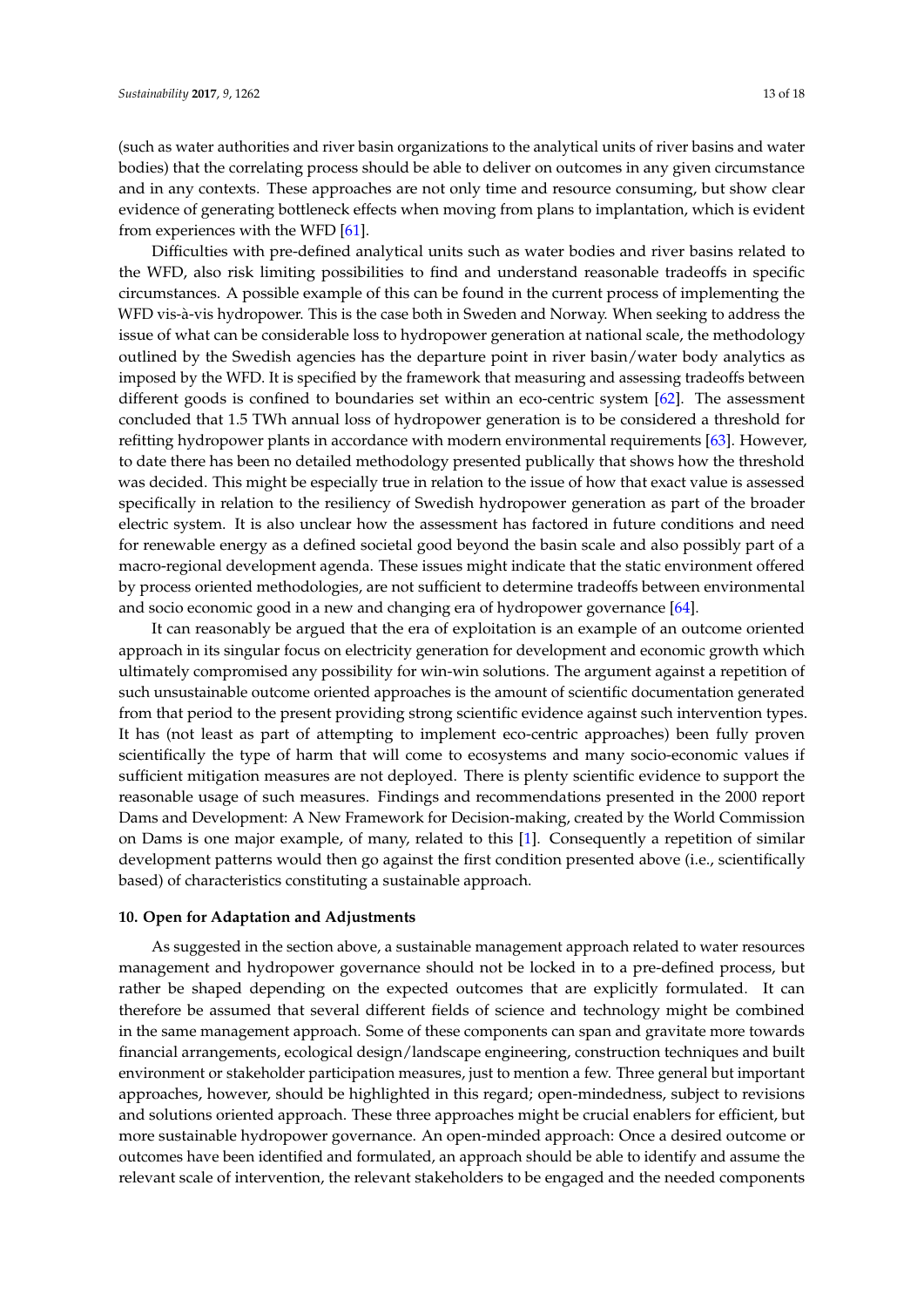(such as water authorities and river basin organizations to the analytical units of river basins and water bodies) that the correlating process should be able to deliver on outcomes in any given circumstance and in any contexts. These approaches are not only time and resource consuming, but show clear evidence of generating bottleneck effects when moving from plans to implantation, which is evident from experiences with the WFD [61].

Difficulties with pre-defined analytical units such as water bodies and river basins related to the WFD, also risk limiting possibilities to find and understand reasonable tradeoffs in specific circumstances. A possible example of this can be found in the current process of implementing the WFD vis-à-vis hydropower. This is the case both in Sweden and Norway. When seeking to address the issue of what can be considerable loss to hydropower generation at national scale, the methodology outlined by the Swedish agencies has the departure point in river basin/water body analytics as imposed by the WFD. It is specified by the framework that measuring and assessing tradeoffs between different goods is confined to boundaries set within an eco-centric system [62]. The assessment concluded that 1.5 TWh annual loss of hydropower generation is to be considered a threshold for refitting hydropower plants in accordance with modern environmental requirements [63]. However, to date there has been no detailed methodology presented publically that shows how the threshold was decided. This might be especially true in relation to the issue of how that exact value is assessed specifically in relation to the resiliency of Swedish hydropower generation as part of the broader electric system. It is also unclear how the assessment has factored in future conditions and need for renewable energy as a defined societal good beyond the basin scale and also possibly part of a macro-regional development agenda. These issues might indicate that the static environment offered by process oriented methodologies, are not sufficient to determine tradeoffs between environmental and socio economic good in a new and changing era of hydropower governance [64].

It can reasonably be argued that the era of exploitation is an example of an outcome oriented approach in its singular focus on electricity generation for development and economic growth which ultimately compromised any possibility for win-win solutions. The argument against a repetition of such unsustainable outcome oriented approaches is the amount of scientific documentation generated from that period to the present providing strong scientific evidence against such intervention types. It has (not least as part of attempting to implement eco-centric approaches) been fully proven scientifically the type of harm that will come to ecosystems and many socio-economic values if sufficient mitigation measures are not deployed. There is plenty scientific evidence to support the reasonable usage of such measures. Findings and recommendations presented in the 2000 report Dams and Development: A New Framework for Decision-making, created by the World Commission on Dams is one major example, of many, related to this [1]. Consequently a repetition of similar development patterns would then go against the first condition presented above (i.e., scientifically based) of characteristics constituting a sustainable approach.

## 10. Open for Adaptation and Adjustments

As suggested in the section above, a sustainable management approach related to water resources management and hydropower governance should not be locked in to a pre-defined process, but rather be shaped depending on the expected outcomes that are explicitly formulated. It can therefore be assumed that several different fields of science and technology might be combined in the same management approach. Some of these components can span and gravitate more towards financial arrangements, ecological design/landscape engineering, construction techniques and built environment or stakeholder participation measures, just to mention a few. Three general but important approaches, however, should be highlighted in this regard; open-mindedness, subject to revisions and solutions oriented approach. These three approaches might be crucial enablers for efficient, but more sustainable hydropower governance. An open-minded approach: Once a desired outcome or outcomes have been identified and formulated, an approach should be able to identify and assume the relevant scale of intervention, the relevant stakeholders to be engaged and the needed components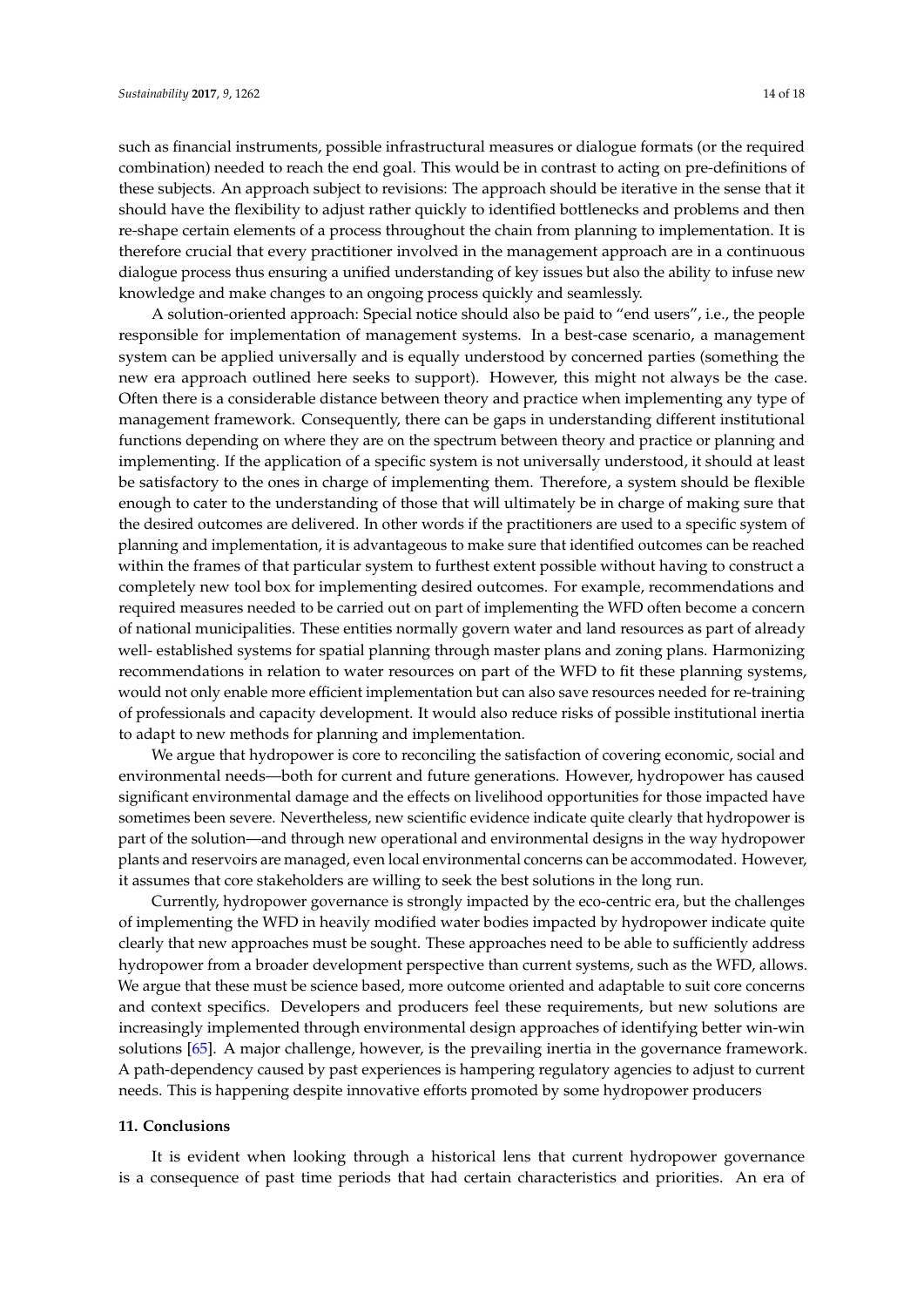such as financial instruments, possible infrastructural measures or dialogue formats (or the required combination) needed to reach the end goal. This would be in contrast to acting on pre-definitions of these subjects. An approach subject to revisions: The approach should be iterative in the sense that it should have the flexibility to adjust rather quickly to identified bottlenecks and problems and then re-shape certain elements of a process throughout the chain from planning to implementation. It is therefore crucial that every practitioner involved in the management approach are in a continuous dialogue process thus ensuring a unified understanding of key issues but also the ability to infuse new knowledge and make changes to an ongoing process quickly and seamlessly.

A solution-oriented approach: Special notice should also be paid to "end users", i.e., the people responsible for implementation of management systems. In a best-case scenario, a management system can be applied universally and is equally understood by concerned parties (something the new era approach outlined here seeks to support). However, this might not always be the case. Often there is a considerable distance between theory and practice when implementing any type of management framework. Consequently, there can be gaps in understanding different institutional functions depending on where they are on the spectrum between theory and practice or planning and implementing. If the application of a specific system is not universally understood, it should at least be satisfactory to the ones in charge of implementing them. Therefore, a system should be flexible enough to cater to the understanding of those that will ultimately be in charge of making sure that the desired outcomes are delivered. In other words if the practitioners are used to a specific system of planning and implementation, it is advantageous to make sure that identified outcomes can be reached within the frames of that particular system to furthest extent possible without having to construct a completely new tool box for implementing desired outcomes. For example, recommendations and required measures needed to be carried out on part of implementing the WFD often become a concern of national municipalities. These entities normally govern water and land resources as part of already well- established systems for spatial planning through master plans and zoning plans. Harmonizing recommendations in relation to water resources on part of the WFD to fit these planning systems, would not only enable more efficient implementation but can also save resources needed for re-training of professionals and capacity development. It would also reduce risks of possible institutional inertia to adapt to new methods for planning and implementation.

We argue that hydropower is core to reconciling the satisfaction of covering economic, social and environmental needs—both for current and future generations. However, hydropower has caused significant environmental damage and the effects on livelihood opportunities for those impacted have sometimes been severe. Nevertheless, new scientific evidence indicate quite clearly that hydropower is part of the solution—and through new operational and environmental designs in the way hydropower plants and reservoirs are managed, even local environmental concerns can be accommodated. However, it assumes that core stakeholders are willing to seek the best solutions in the long run.

Currently, hydropower governance is strongly impacted by the eco-centric era, but the challenges of implementing the WFD in heavily modified water bodies impacted by hydropower indicate quite clearly that new approaches must be sought. These approaches need to be able to sufficiently address hydropower from a broader development perspective than current systems, such as the WFD, allows. We argue that these must be science based, more outcome oriented and adaptable to suit core concerns and context specifics. Developers and producers feel these requirements, but new solutions are increasingly implemented through environmental design approaches of identifying better win-win solutions [65]. A major challenge, however, is the prevailing inertia in the governance framework. A path-dependency caused by past experiences is hampering regulatory agencies to adjust to current needs. This is happening despite innovative efforts promoted by some hydropower producers

## 11. Conclusions

It is evident when looking through a historical lens that current hydropower governance is a consequence of past time periods that had certain characteristics and priorities. An era of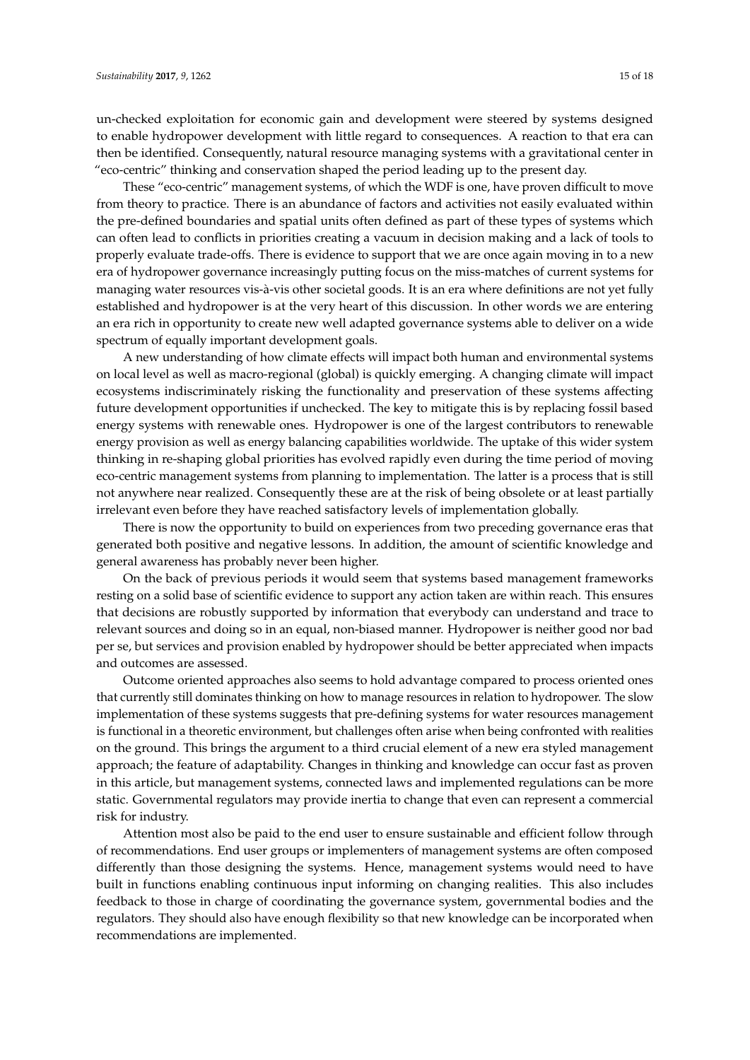un-checked exploitation for economic gain and development were steered by systems designed to enable hydropower development with little regard to consequences. A reaction to that era can then be identified. Consequently, natural resource managing systems with a gravitational center in "eco-centric" thinking and conservation shaped the period leading up to the present day.

These "eco-centric" management systems, of which the WDF is one, have proven difficult to move from theory to practice. There is an abundance of factors and activities not easily evaluated within the pre-defined boundaries and spatial units often defined as part of these types of systems which can often lead to conflicts in priorities creating a vacuum in decision making and a lack of tools to properly evaluate trade-offs. There is evidence to support that we are once again moving in to a new era of hydropower governance increasingly putting focus on the miss-matches of current systems for managing water resources vis-à-vis other societal goods. It is an era where definitions are not yet fully established and hydropower is at the very heart of this discussion. In other words we are entering an era rich in opportunity to create new well adapted governance systems able to deliver on a wide spectrum of equally important development goals.

A new understanding of how climate effects will impact both human and environmental systems on local level as well as macro-regional (global) is quickly emerging. A changing climate will impact ecosystems indiscriminately risking the functionality and preservation of these systems affecting future development opportunities if unchecked. The key to mitigate this is by replacing fossil based energy systems with renewable ones. Hydropower is one of the largest contributors to renewable energy provision as well as energy balancing capabilities worldwide. The uptake of this wider system thinking in re-shaping global priorities has evolved rapidly even during the time period of moving eco-centric management systems from planning to implementation. The latter is a process that is still not anywhere near realized. Consequently these are at the risk of being obsolete or at least partially irrelevant even before they have reached satisfactory levels of implementation globally.

There is now the opportunity to build on experiences from two preceding governance eras that generated both positive and negative lessons. In addition, the amount of scientific knowledge and general awareness has probably never been higher.

On the back of previous periods it would seem that systems based management frameworks resting on a solid base of scientific evidence to support any action taken are within reach. This ensures that decisions are robustly supported by information that everybody can understand and trace to relevant sources and doing so in an equal, non-biased manner. Hydropower is neither good nor bad per se, but services and provision enabled by hydropower should be better appreciated when impacts and outcomes are assessed.

Outcome oriented approaches also seems to hold advantage compared to process oriented ones that currently still dominates thinking on how to manage resources in relation to hydropower. The slow implementation of these systems suggests that pre-defining systems for water resources management is functional in a theoretic environment, but challenges often arise when being confronted with realities on the ground. This brings the argument to a third crucial element of a new era styled management approach; the feature of adaptability. Changes in thinking and knowledge can occur fast as proven in this article, but management systems, connected laws and implemented regulations can be more static. Governmental regulators may provide inertia to change that even can represent a commercial risk for industry.

Attention most also be paid to the end user to ensure sustainable and efficient follow through of recommendations. End user groups or implementers of management systems are often composed differently than those designing the systems. Hence, management systems would need to have built in functions enabling continuous input informing on changing realities. This also includes feedback to those in charge of coordinating the governance system, governmental bodies and the regulators. They should also have enough flexibility so that new knowledge can be incorporated when recommendations are implemented.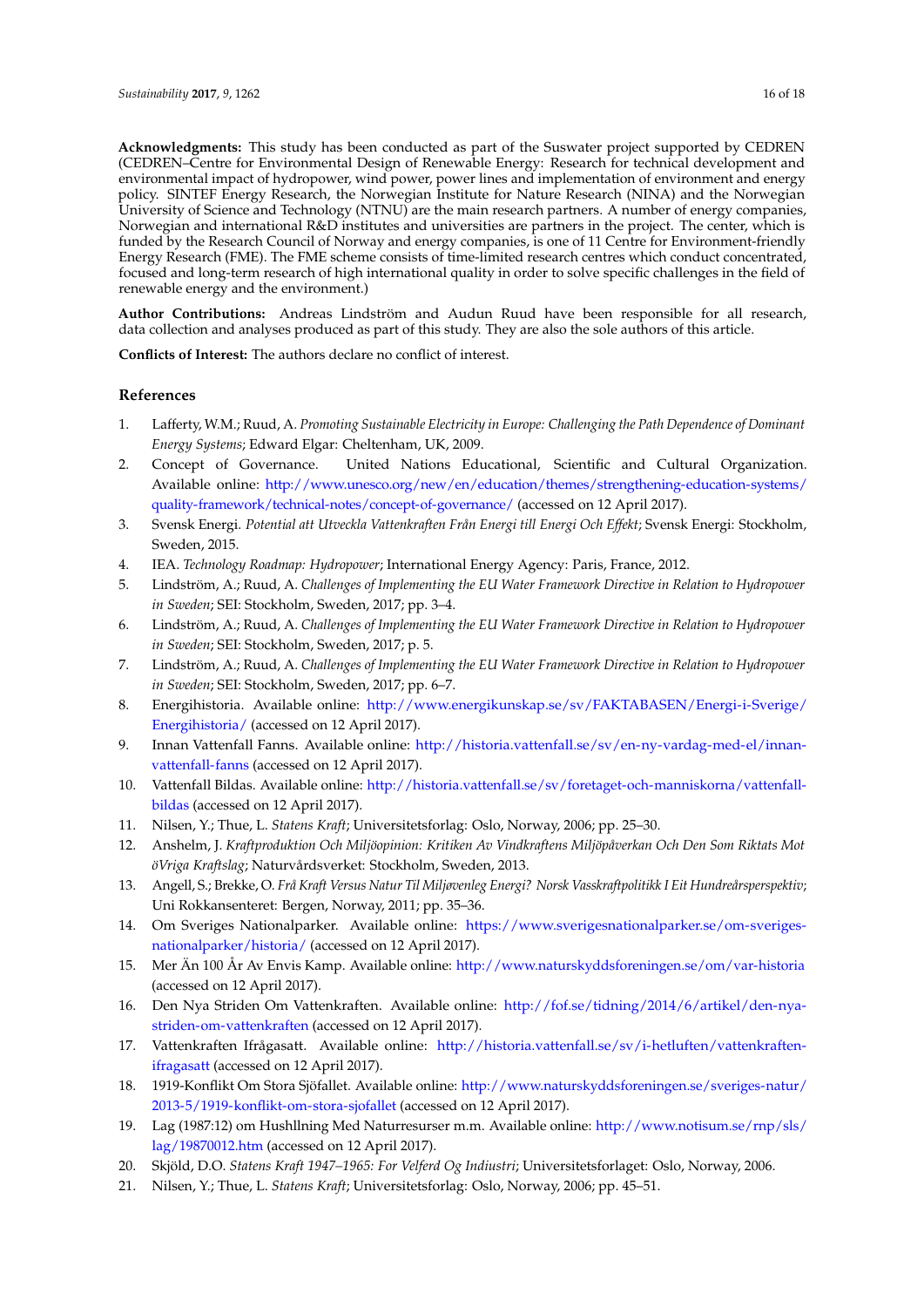**Acknowledgments:** This study has been conducted as part of the Suswater project supported by CEDREN (CEDREN–Centre for Environmental Design of Renewable Energy: Research for technical development and environmental impact of hydropower, wind power, power lines and implementation of environment and energy policy. SINTEF Energy Research, the Norwegian Institute for Nature Research (NINA) and the Norwegian University of Science and Technology (NTNU) are the main research partners. A number of energy companies, Norwegian and international R&D institutes and universities are partners in the project. The center, which is funded by the Research Council of Norway and energy companies, is one of 11 Centre for Environment-friendly Energy Research (FME). The FME scheme consists of time-limited research centres which conduct concentrated, focused and long-term research of high international quality in order to solve specific challenges in the field of renewable energy and the environment.)

**Author Contributions:** Andreas Lindström and Audun Ruud have been responsible for all research, data collection and analyses produced as part of this study. They are also the sole authors of this article.

**Conflicts of Interest:** The authors declare no conflict of interest.

## References

1. Lafferty, W.M.; Ruud, A. *Promoting Sustainable Electricity in Europe: Challenging the Path Dependence of Dominant Energy Systems*; Edward Elgar: Cheltenham, UK, 2009.
2. Concept of Governance. United Nations Educational, Scientific and Cultural Organization. Available online: http://www.unesco.org/new/en/education/themes/strengthening-education-systems/quality-framework/technical-notes/concept-of-governance/ (accessed on 12 April 2017).
3. Svensk Energi. *Potential att Utveckla Vattenkraften Från Energi till Energi Och Effekt*; Svensk Energi: Stockholm, Sweden, 2015.
4. IEA. *Technology Roadmap: Hydropower*; International Energy Agency: Paris, France, 2012.
5. Lindström, A.; Ruud, A. *Challenges of Implementing the EU Water Framework Directive in Relation to Hydropower in Sweden*; SEI: Stockholm, Sweden, 2017; pp. 3–4.
6. Lindström, A.; Ruud, A. *Challenges of Implementing the EU Water Framework Directive in Relation to Hydropower in Sweden*; SEI: Stockholm, Sweden, 2017; p. 5.
7. Lindström, A.; Ruud, A. *Challenges of Implementing the EU Water Framework Directive in Relation to Hydropower in Sweden*; SEI: Stockholm, Sweden, 2017; pp. 6–7.
8. Energihistoria. Available online: http://www.energikunskap.se/sv/FAKTABASEN/Energi-i-Sverige/Energihistoria/ (accessed on 12 April 2017).
9. Innan Vattenfall Fanns. Available online: http://historia.vattenfall.se/sv/en-ny-vardag-med-el/innan-vattenfall-fanns (accessed on 12 April 2017).
10. Vattenfall Bildas. Available online: http://historia.vattenfall.se/sv/foretaget-och-manniskorna/vattenfall-bildas (accessed on 12 April 2017).
11. Nilsen, Y.; Thue, L. *Statens Kraft*; Universitetsforlag: Oslo, Norway, 2006; pp. 25–30.
12. Anshelm, J. *Kraftproduktion Och Miljöopinion: Kritiken Av Vindkraftens Miljöpåverkan Och Den Som Riktats Mot öVriga Kraftslag*; Naturvårdsverket: Stockholm, Sweden, 2013.
13. Angell, S.; Brekke, O. *Frå Kraft Versus Natur Til Miljøvenleg Energi? Norsk Vasskraftpolitikk I Eit Hundreårsperspektiv*; Uni Rokkansenteret: Bergen, Norway, 2011; pp. 35–36.
14. Om Sveriges Nationalparker. Available online: https://www.sverigesnationalparker.se/om-sveriges-nationalparker/historia/ (accessed on 12 April 2017).
15. Mer Än 100 År Av Envis Kamp. Available online: http://www.naturskyddsforeningen.se/om/var-historia (accessed on 12 April 2017).
16. Den Nya Striden Om Vattenkraften. Available online: http://fof.se/tidning/2014/6/artikel/den-nya-striden-om-vattenkraften (accessed on 12 April 2017).
17. Vattenkraften Ifrågasatt. Available online: http://historia.vattenfall.se/sv/i-hetluften/vattenkraften-ifragasatt (accessed on 12 April 2017).
18. 1919-Konflikt Om Stora Sjöfallet. Available online: http://www.naturskyddsforeningen.se/sveriges-natur/2013-5/1919-konflikt-om-stora-sjofallet (accessed on 12 April 2017).
19. Lag (1987:12) om Hushllning Med Naturresurser m.m. Available online: http://www.notisum.se/rnp/sls/lag/19870012.htm (accessed on 12 April 2017).
20. Skjöld, D.O. *Statens Kraft 1947–1965: For Velferd Og Indiustri*; Universitetsforlaget: Oslo, Norway, 2006.
21. Nilsen, Y.; Thue, L. *Statens Kraft*; Universitetsforlag: Oslo, Norway, 2006; pp. 45–51.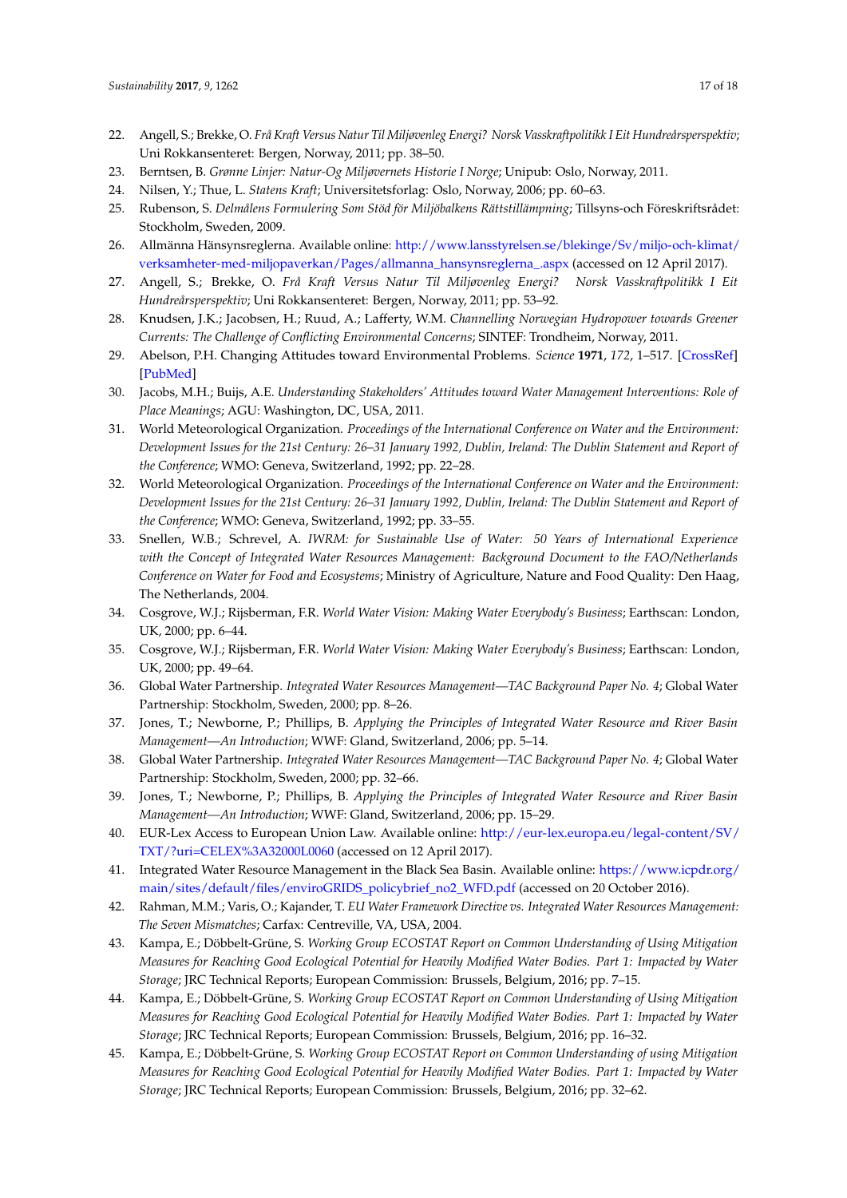22. Angell, S.; Brekke, O. *Frå Kraft Versus Natur Til Miljøvenleg Energi? Norsk Vasskraftpolitikk I Eit Hundreårsperspektiv*; Uni Rokkansenteret: Bergen, Norway, 2011; pp. 38–50.
23. Berntsen, B. *Grønne Linjer: Natur-Og Miljøvernets Historie I Norge*; Unipub: Oslo, Norway, 2011.
24. Nilsen, Y.; Thue, L. *Statens Kraft*; Universitetsforlag: Oslo, Norway, 2006; pp. 60–63.
25. Rubenson, S. *Delmålens Formulering Som Stöd för Miljöbalkens Rättstillämpning*; Tillsyns-och Föreskriftsrådet: Stockholm, Sweden, 2009.
26. Allmänna Hänsynsreglerna. Available online: http://www.lansstyrelsen.se/blekinge/Sv/miljo-och-klimat/verksamheter-med-miljopaverkan/Pages/allmanna_hansynsreglerna_.aspx (accessed on 12 April 2017).
27. Angell, S.; Brekke, O. *Frå Kraft Versus Natur Til Miljøvenleg Energi? Norsk Vasskraftpolitikk I Eit Hundreårsperspektiv*; Uni Rokkansenteret: Bergen, Norway, 2011; pp. 53–92.
28. Knudsen, J.K.; Jacobsen, H.; Ruud, A.; Lafferty, W.M. *Channelling Norwegian Hydropower towards Greener Currents: The Challenge of Conflicting Environmental Concerns*; SINTEF: Trondheim, Norway, 2011.
29. Abelson, P.H. Changing Attitudes toward Environmental Problems. *Science* **1971**, *172*, 1–517. [CrossRef] [PubMed]
30. Jacobs, M.H.; Buijs, A.E. *Understanding Stakeholders' Attitudes toward Water Management Interventions: Role of Place Meanings*; AGU: Washington, DC, USA, 2011.
31. World Meteorological Organization. *Proceedings of the International Conference on Water and the Environment: Development Issues for the 21st Century: 26–31 January 1992, Dublin, Ireland: The Dublin Statement and Report of the Conference*; WMO: Geneva, Switzerland, 1992; pp. 22–28.
32. World Meteorological Organization. *Proceedings of the International Conference on Water and the Environment: Development Issues for the 21st Century: 26–31 January 1992, Dublin, Ireland: The Dublin Statement and Report of the Conference*; WMO: Geneva, Switzerland, 1992; pp. 33–55.
33. Snellen, W.B.; Schrevel, A. *IWRM: for Sustainable Use of Water: 50 Years of International Experience with the Concept of Integrated Water Resources Management: Background Document to the FAO/Netherlands Conference on Water for Food and Ecosystems*; Ministry of Agriculture, Nature and Food Quality: Den Haag, The Netherlands, 2004.
34. Cosgrove, W.J.; Rijsberman, F.R. *World Water Vision: Making Water Everybody's Business*; Earthscan: London, UK, 2000; pp. 6–44.
35. Cosgrove, W.J.; Rijsberman, F.R. *World Water Vision: Making Water Everybody's Business*; Earthscan: London, UK, 2000; pp. 49–64.
36. Global Water Partnership. *Integrated Water Resources Management—TAC Background Paper No. 4*; Global Water Partnership: Stockholm, Sweden, 2000; pp. 8–26.
37. Jones, T.; Newborne, P.; Phillips, B. *Applying the Principles of Integrated Water Resource and River Basin Management—An Introduction*; WWF: Gland, Switzerland, 2006; pp. 5–14.
38. Global Water Partnership. *Integrated Water Resources Management—TAC Background Paper No. 4*; Global Water Partnership: Stockholm, Sweden, 2000; pp. 32–66.
39. Jones, T.; Newborne, P.; Phillips, B. *Applying the Principles of Integrated Water Resource and River Basin Management—An Introduction*; WWF: Gland, Switzerland, 2006; pp. 15–29.
40. EUR-Lex Access to European Union Law. Available online: http://eur-lex.europa.eu/legal-content/SV/TXT/?uri=CELEX%3A32000L0060 (accessed on 12 April 2017).
41. Integrated Water Resource Management in the Black Sea Basin. Available online: https://www.icpdr.org/main/sites/default/files/enviroGRIDS_policybrief_no2_WFD.pdf (accessed on 20 October 2016).
42. Rahman, M.M.; Varis, O.; Kajander, T. *EU Water Framework Directive vs. Integrated Water Resources Management: The Seven Mismatches*; Carfax: Centreville, VA, USA, 2004.
43. Kampa, E.; Döbbelt-Grüne, S. *Working Group ECOSTAT Report on Common Understanding of Using Mitigation Measures for Reaching Good Ecological Potential for Heavily Modified Water Bodies. Part 1: Impacted by Water Storage*; JRC Technical Reports; European Commission: Brussels, Belgium, 2016; pp. 7–15.
44. Kampa, E.; Döbbelt-Grüne, S. *Working Group ECOSTAT Report on Common Understanding of Using Mitigation Measures for Reaching Good Ecological Potential for Heavily Modified Water Bodies. Part 1: Impacted by Water Storage*; JRC Technical Reports; European Commission: Brussels, Belgium, 2016; pp. 16–32.
45. Kampa, E.; Döbbelt-Grüne, S. *Working Group ECOSTAT Report on Common Understanding of using Mitigation Measures for Reaching Good Ecological Potential for Heavily Modified Water Bodies. Part 1: Impacted by Water Storage*; JRC Technical Reports; European Commission: Brussels, Belgium, 2016; pp. 32–62.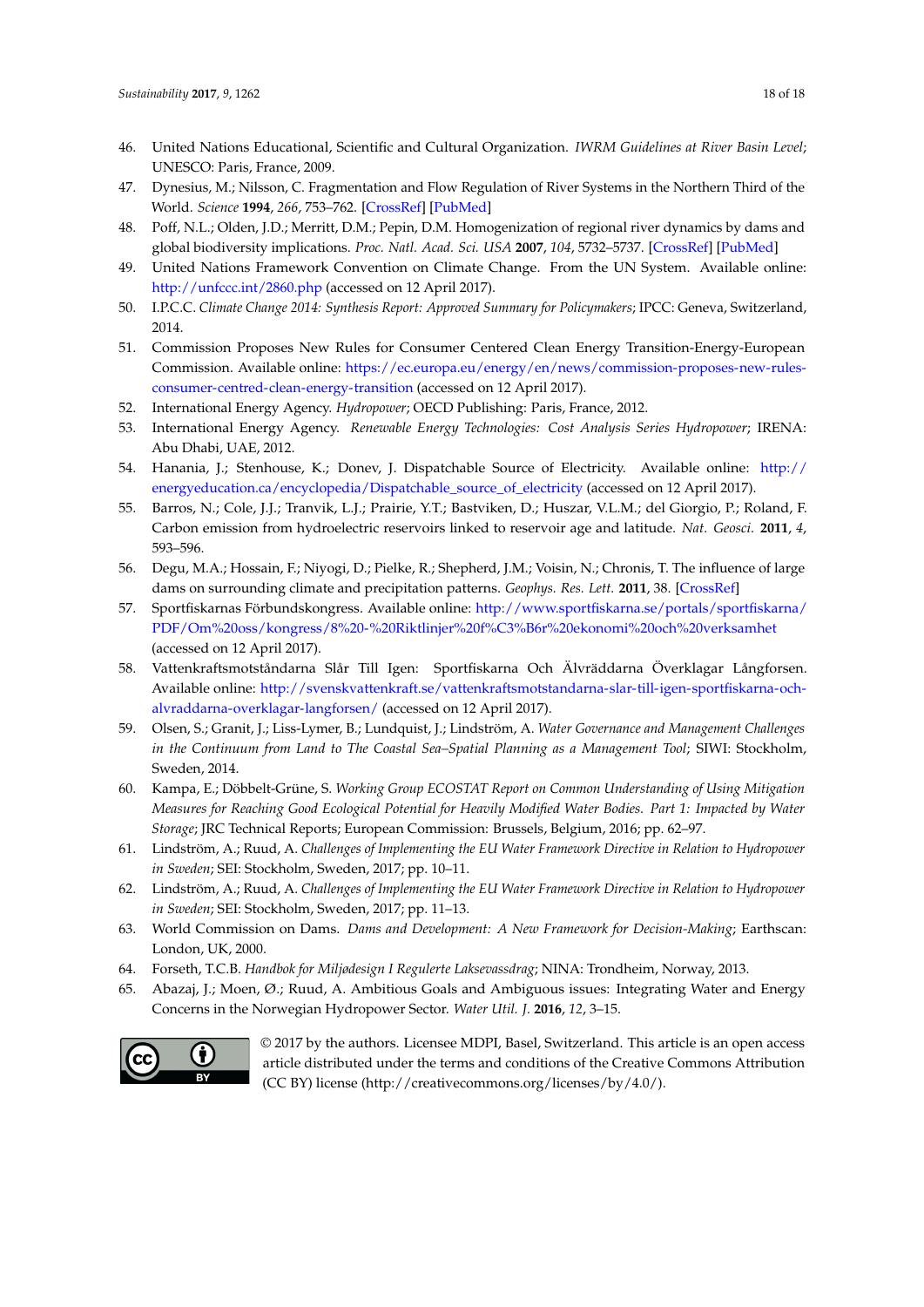46. United Nations Educational, Scientific and Cultural Organization. *IWRM Guidelines at River Basin Level*; UNESCO: Paris, France, 2009.
47. Dynesius, M.; Nilsson, C. Fragmentation and Flow Regulation of River Systems in the Northern Third of the World. *Science* **1994**, *266*, 753–762. [CrossRef] [PubMed]
48. Poff, N.L.; Olden, J.D.; Merritt, D.M.; Pepin, D.M. Homogenization of regional river dynamics by dams and global biodiversity implications. *Proc. Natl. Acad. Sci. USA* **2007**, *104*, 5732–5737. [CrossRef] [PubMed]
49. United Nations Framework Convention on Climate Change. From the UN System. Available online: http://unfccc.int/2860.php (accessed on 12 April 2017).
50. I.P.C.C. *Climate Change 2014: Synthesis Report: Approved Summary for Policymakers*; IPCC: Geneva, Switzerland, 2014.
51. Commission Proposes New Rules for Consumer Centered Clean Energy Transition-Energy-European Commission. Available online: https://ec.europa.eu/energy/en/news/commission-proposes-new-rules-consumer-centred-clean-energy-transition (accessed on 12 April 2017).
52. International Energy Agency. *Hydropower*; OECD Publishing: Paris, France, 2012.
53. International Energy Agency. *Renewable Energy Technologies: Cost Analysis Series Hydropower*; IRENA: Abu Dhabi, UAE, 2012.
54. Hanania, J.; Stenhouse, K.; Donev, J. Dispatchable Source of Electricity. Available online: http://energyeducation.ca/encyclopedia/Dispatchable_source_of_electricity (accessed on 12 April 2017).
55. Barros, N.; Cole, J.J.; Tranvik, L.J.; Prairie, Y.T.; Bastviken, D.; Huszar, V.L.M.; del Giorgio, P.; Roland, F. Carbon emission from hydroelectric reservoirs linked to reservoir age and latitude. *Nat. Geosci.* **2011**, *4*, 593–596.
56. Degu, M.A.; Hossain, F.; Niyogi, D.; Pielke, R.; Shepherd, J.M.; Voisin, N.; Chronis, T. The influence of large dams on surrounding climate and precipitation patterns. *Geophys. Res. Lett.* **2011**, 38. [CrossRef]
57. Sportfiskarnas Förbundskongress. Available online: http://www.sportfiskarna.se/portals/sportfiskarna/PDF/Om%20oss/kongress/8%20-%20Riktlinjer%20f%C3%B6r%20ekonomi%20och%20verksamhet (accessed on 12 April 2017).
58. Vattenkraftsmotståndarna Slår Till Igen: Sportfiskarna Och Älvräddarna Överklagar Långforsen. Available online: http://svenskvattenkraft.se/vattenkraftsmotstandarna-slar-till-igen-sportfiskarna-och-alvraddarna-overklagar-langforsen/ (accessed on 12 April 2017).
59. Olsen, S.; Granit, J.; Liss-Lymer, B.; Lundquist, J.; Lindström, A. *Water Governance and Management Challenges in the Continuum from Land to The Coastal Sea–Spatial Planning as a Management Tool*; SIWI: Stockholm, Sweden, 2014.
60. Kampa, E.; Döbbelt-Grüne, S. *Working Group ECOSTAT Report on Common Understanding of Using Mitigation Measures for Reaching Good Ecological Potential for Heavily Modified Water Bodies. Part 1: Impacted by Water Storage*; JRC Technical Reports; European Commission: Brussels, Belgium, 2016; pp. 62–97.
61. Lindström, A.; Ruud, A. *Challenges of Implementing the EU Water Framework Directive in Relation to Hydropower in Sweden*; SEI: Stockholm, Sweden, 2017; pp. 10–11.
62. Lindström, A.; Ruud, A. *Challenges of Implementing the EU Water Framework Directive in Relation to Hydropower in Sweden*; SEI: Stockholm, Sweden, 2017; pp. 11–13.
63. World Commission on Dams. *Dams and Development: A New Framework for Decision-Making*; Earthscan: London, UK, 2000.
64. Forseth, T.C.B. *Handbok for Miljødesign I Regulerte Laksevassdrag*; NINA: Trondheim, Norway, 2013.
65. Abazaj, J.; Moen, Ø.; Ruud, A. Ambitious Goals and Ambiguous issues: Integrating Water and Energy Concerns in the Norwegian Hydropower Sector. *Water Util. J.* **2016**, *12*, 3–15.

© 2017 by the authors. Licensee MDPI, Basel, Switzerland. This article is an open access article distributed under the terms and conditions of the Creative Commons Attribution (CC BY) license (http://creativecommons.org/licenses/by/4.0/).